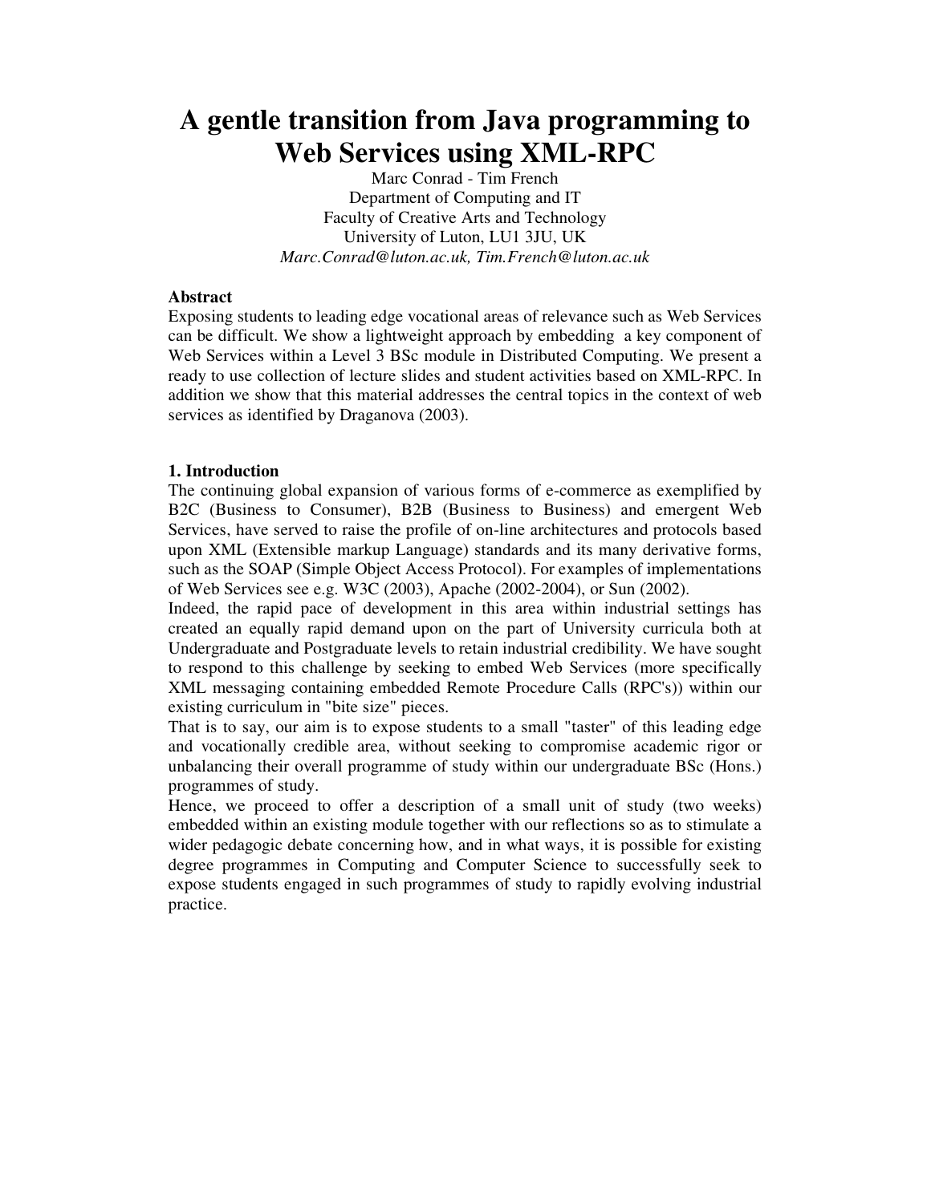# A gentle transition from Java programming to Web Services using XML-RPC

Marc Conrad - Tim French
Department of Computing and IT
Faculty of Creative Arts and Technology
University of Luton, LU1 3JU, UK
*Marc.Conrad@luton.ac.uk, Tim.French@luton.ac.uk*

**Abstract**

Exposing students to leading edge vocational areas of relevance such as Web Services can be difficult. We show a lightweight approach by embedding a key component of Web Services within a Level 3 BSc module in Distributed Computing. We present a ready to use collection of lecture slides and student activities based on XML-RPC. In addition we show that this material addresses the central topics in the context of web services as identified by Draganova (2003).

## 1. Introduction

The continuing global expansion of various forms of e-commerce as exemplified by B2C (Business to Consumer), B2B (Business to Business) and emergent Web Services, have served to raise the profile of on-line architectures and protocols based upon XML (Extensible markup Language) standards and its many derivative forms, such as the SOAP (Simple Object Access Protocol). For examples of implementations of Web Services see e.g. W3C (2003), Apache (2002-2004), or Sun (2002).

Indeed, the rapid pace of development in this area within industrial settings has created an equally rapid demand upon on the part of University curricula both at Undergraduate and Postgraduate levels to retain industrial credibility. We have sought to respond to this challenge by seeking to embed Web Services (more specifically XML messaging containing embedded Remote Procedure Calls (RPC's)) within our existing curriculum in "bite size" pieces.

That is to say, our aim is to expose students to a small "taster" of this leading edge and vocationally credible area, without seeking to compromise academic rigor or unbalancing their overall programme of study within our undergraduate BSc (Hons.) programmes of study.

Hence, we proceed to offer a description of a small unit of study (two weeks) embedded within an existing module together with our reflections so as to stimulate a wider pedagogic debate concerning how, and in what ways, it is possible for existing degree programmes in Computing and Computer Science to successfully seek to expose students engaged in such programmes of study to rapidly evolving industrial practice.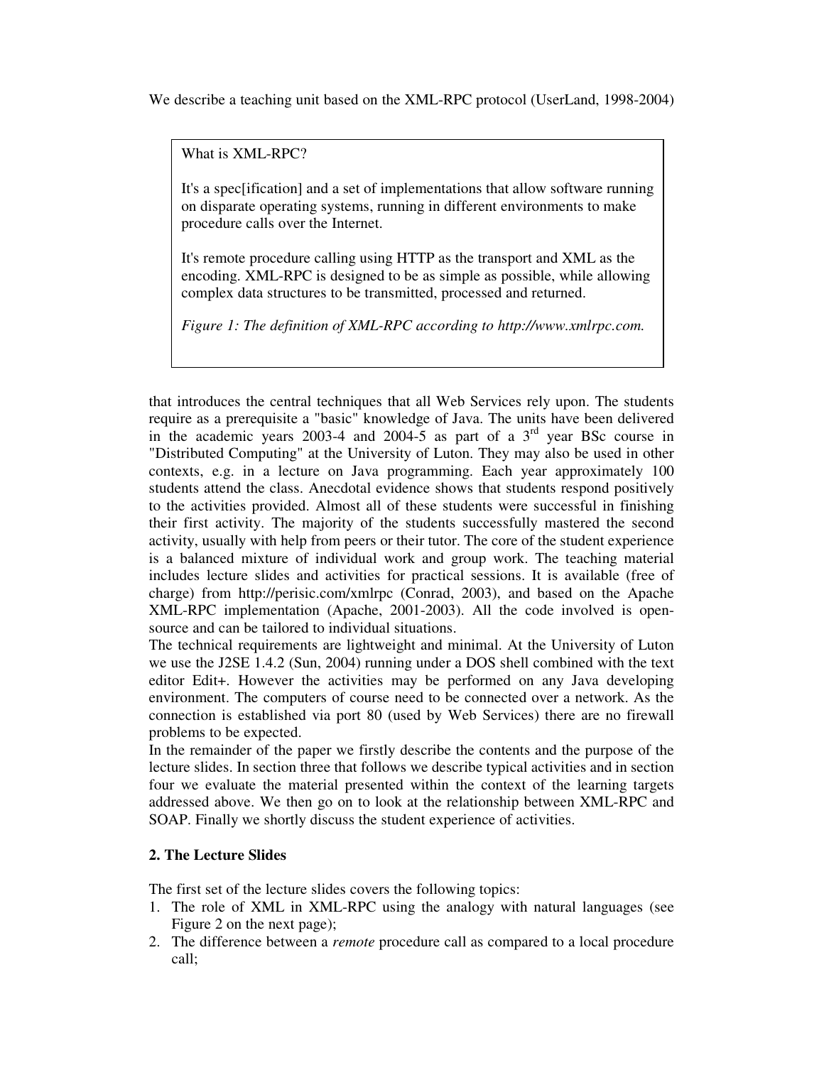We describe a teaching unit based on the XML-RPC protocol (UserLand, 1998-2004)

> What is XML-RPC?
>
> It's a spec[ification] and a set of implementations that allow software running on disparate operating systems, running in different environments to make procedure calls over the Internet.
>
> It's remote procedure calling using HTTP as the transport and XML as the encoding. XML-RPC is designed to be as simple as possible, while allowing complex data structures to be transmitted, processed and returned.
>
> *Figure 1: The definition of XML-RPC according to http://www.xmlrpc.com.*

that introduces the central techniques that all Web Services rely upon. The students require as a prerequisite a "basic" knowledge of Java. The units have been delivered in the academic years 2003-4 and 2004-5 as part of a 3rd year BSc course in "Distributed Computing" at the University of Luton. They may also be used in other contexts, e.g. in a lecture on Java programming. Each year approximately 100 students attend the class. Anecdotal evidence shows that students respond positively to the activities provided. Almost all of these students were successful in finishing their first activity. The majority of the students successfully mastered the second activity, usually with help from peers or their tutor. The core of the student experience is a balanced mixture of individual work and group work. The teaching material includes lecture slides and activities for practical sessions. It is available (free of charge) from http://perisic.com/xmlrpc (Conrad, 2003), and based on the Apache XML-RPC implementation (Apache, 2001-2003). All the code involved is open-source and can be tailored to individual situations.

The technical requirements are lightweight and minimal. At the University of Luton we use the J2SE 1.4.2 (Sun, 2004) running under a DOS shell combined with the text editor Edit+. However the activities may be performed on any Java developing environment. The computers of course need to be connected over a network. As the connection is established via port 80 (used by Web Services) there are no firewall problems to be expected.

In the remainder of the paper we firstly describe the contents and the purpose of the lecture slides. In section three that follows we describe typical activities and in section four we evaluate the material presented within the context of the learning targets addressed above. We then go on to look at the relationship between XML-RPC and SOAP. Finally we shortly discuss the student experience of activities.

## 2. The Lecture Slides

The first set of the lecture slides covers the following topics:

1. The role of XML in XML-RPC using the analogy with natural languages (see Figure 2 on the next page);
2. The difference between a *remote* procedure call as compared to a local procedure call;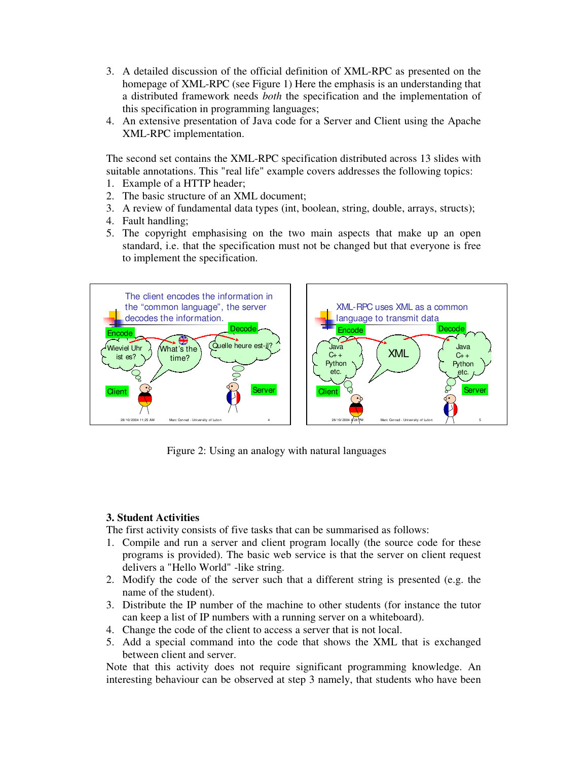3. A detailed discussion of the official definition of XML-RPC as presented on the homepage of XML-RPC (see Figure 1) Here the emphasis is an understanding that a distributed framework needs *both* the specification and the implementation of this specification in programming languages;
4. An extensive presentation of Java code for a Server and Client using the Apache XML-RPC implementation.

The second set contains the XML-RPC specification distributed across 13 slides with suitable annotations. This "real life" example covers addresses the following topics:

1. Example of a HTTP header;
2. The basic structure of an XML document;
3. A review of fundamental data types (int, boolean, string, double, arrays, structs);
4. Fault handling;
5. The copyright emphasising on the two main aspects that make up an open standard, i.e. that the specification must not be changed but that everyone is free to implement the specification.

Figure 2: Using an analogy with natural languages

### 3. Student Activities

The first activity consists of five tasks that can be summarised as follows:

1. Compile and run a server and client program locally (the source code for these programs is provided). The basic web service is that the server on client request delivers a "Hello World" -like string.
2. Modify the code of the server such that a different string is presented (e.g. the name of the student).
3. Distribute the IP number of the machine to other students (for instance the tutor can keep a list of IP numbers with a running server on a whiteboard).
4. Change the code of the client to access a server that is not local.
5. Add a special command into the code that shows the XML that is exchanged between client and server.

Note that this activity does not require significant programming knowledge. An interesting behaviour can be observed at step 3 namely, that students who have been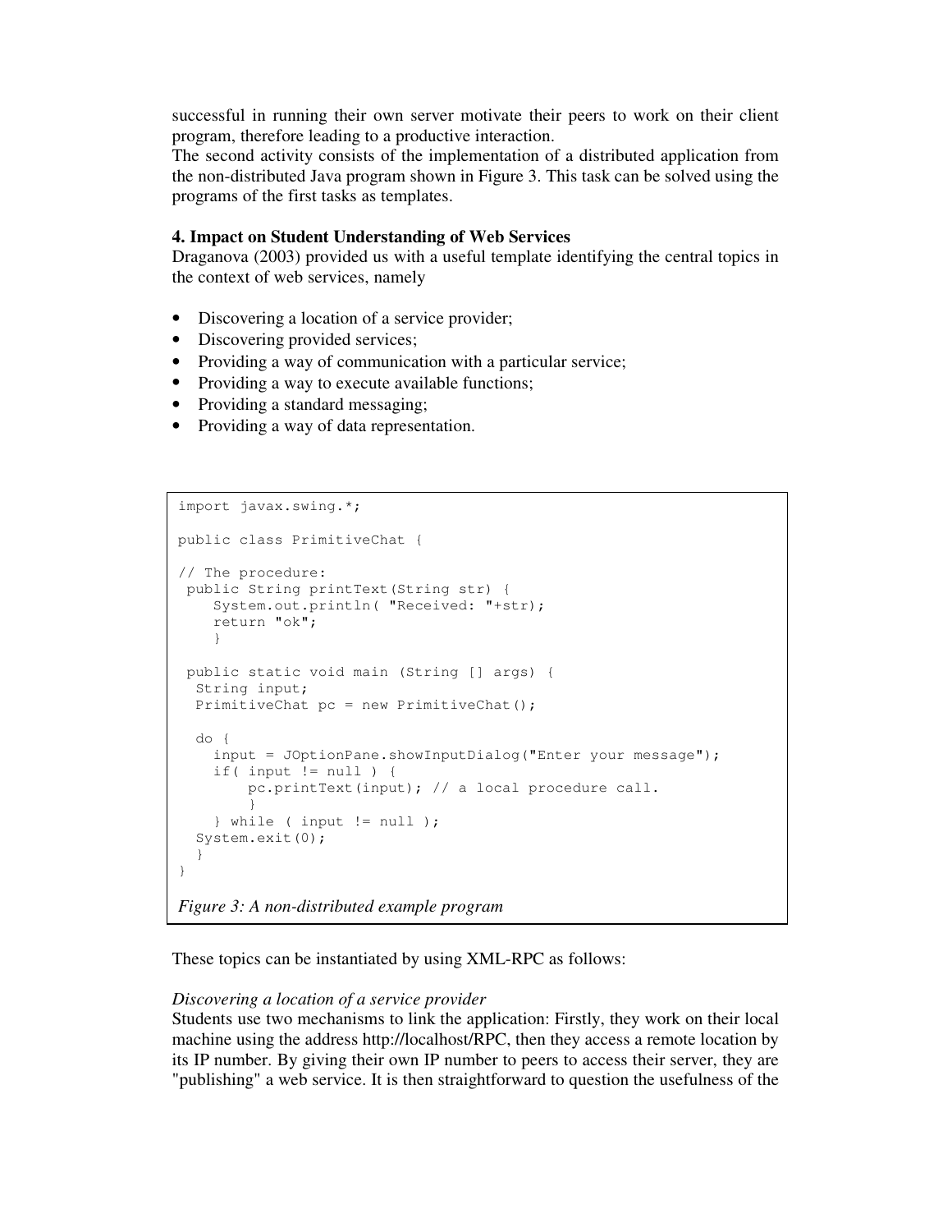successful in running their own server motivate their peers to work on their client program, therefore leading to a productive interaction.
The second activity consists of the implementation of a distributed application from the non-distributed Java program shown in Figure 3. This task can be solved using the programs of the first tasks as templates.

## 4. Impact on Student Understanding of Web Services

Draganova (2003) provided us with a useful template identifying the central topics in the context of web services, namely

- Discovering a location of a service provider;
- Discovering provided services;
- Providing a way of communication with a particular service;
- Providing a way to execute available functions;
- Providing a standard messaging;
- Providing a way of data representation.

```
import javax.swing.*;

public class PrimitiveChat {

// The procedure:
 public String printText(String str) {
    System.out.println( "Received: "+str);
    return "ok";
    }

 public static void main (String [] args) {
  String input;
  PrimitiveChat pc = new PrimitiveChat();

  do {
    input = JOptionPane.showInputDialog("Enter your message");
    if( input != null ) {
        pc.printText(input); // a local procedure call.
        }
    } while ( input != null );
  System.exit(0);
  }
}
```

*Figure 3: A non-distributed example program*

These topics can be instantiated by using XML-RPC as follows:

*Discovering a location of a service provider*
Students use two mechanisms to link the application: Firstly, they work on their local machine using the address http://localhost/RPC, then they access a remote location by its IP number. By giving their own IP number to peers to access their server, they are "publishing" a web service. It is then straightforward to question the usefulness of the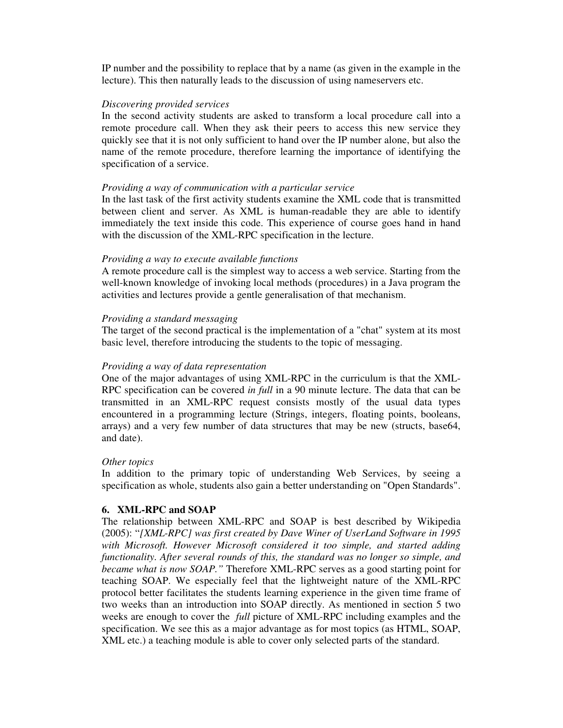IP number and the possibility to replace that by a name (as given in the example in the lecture). This then naturally leads to the discussion of using nameservers etc.

*Discovering provided services*
In the second activity students are asked to transform a local procedure call into a remote procedure call. When they ask their peers to access this new service they quickly see that it is not only sufficient to hand over the IP number alone, but also the name of the remote procedure, therefore learning the importance of identifying the specification of a service.

*Providing a way of communication with a particular service*
In the last task of the first activity students examine the XML code that is transmitted between client and server. As XML is human-readable they are able to identify immediately the text inside this code. This experience of course goes hand in hand with the discussion of the XML-RPC specification in the lecture.

*Providing a way to execute available functions*
A remote procedure call is the simplest way to access a web service. Starting from the well-known knowledge of invoking local methods (procedures) in a Java program the activities and lectures provide a gentle generalisation of that mechanism.

*Providing a standard messaging*
The target of the second practical is the implementation of a "chat" system at its most basic level, therefore introducing the students to the topic of messaging.

*Providing a way of data representation*
One of the major advantages of using XML-RPC in the curriculum is that the XML-RPC specification can be covered *in full* in a 90 minute lecture. The data that can be transmitted in an XML-RPC request consists mostly of the usual data types encountered in a programming lecture (Strings, integers, floating points, booleans, arrays) and a very few number of data structures that may be new (structs, base64, and date).

*Other topics*
In addition to the primary topic of understanding Web Services, by seeing a specification as whole, students also gain a better understanding on "Open Standards".

## 6. XML-RPC and SOAP

The relationship between XML-RPC and SOAP is best described by Wikipedia (2005): "*[XML-RPC] was first created by Dave Winer of UserLand Software in 1995 with Microsoft. However Microsoft considered it too simple, and started adding functionality. After several rounds of this, the standard was no longer so simple, and became what is now SOAP.*" Therefore XML-RPC serves as a good starting point for teaching SOAP. We especially feel that the lightweight nature of the XML-RPC protocol better facilitates the students learning experience in the given time frame of two weeks than an introduction into SOAP directly. As mentioned in section 5 two weeks are enough to cover the *full* picture of XML-RPC including examples and the specification. We see this as a major advantage as for most topics (as HTML, SOAP, XML etc.) a teaching module is able to cover only selected parts of the standard.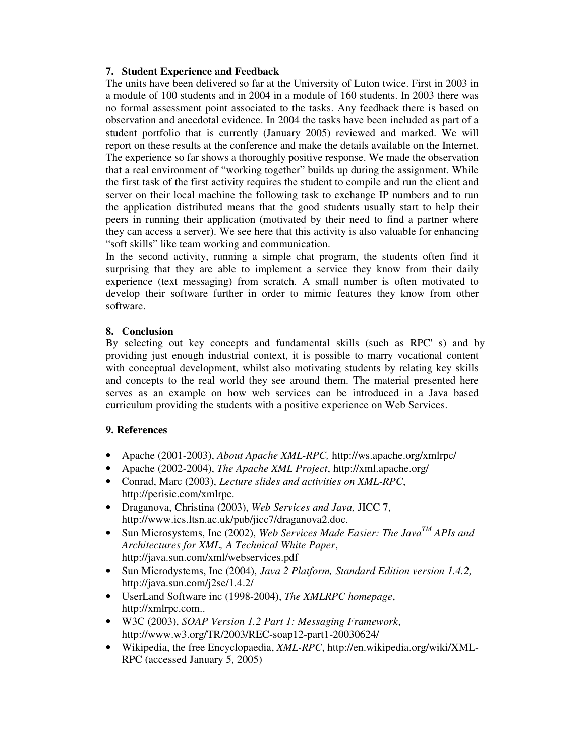## 7. Student Experience and Feedback

The units have been delivered so far at the University of Luton twice. First in 2003 in a module of 100 students and in 2004 in a module of 160 students. In 2003 there was no formal assessment point associated to the tasks. Any feedback there is based on observation and anecdotal evidence. In 2004 the tasks have been included as part of a student portfolio that is currently (January 2005) reviewed and marked. We will report on these results at the conference and make the details available on the Internet. The experience so far shows a thoroughly positive response. We made the observation that a real environment of "working together" builds up during the assignment. While the first task of the first activity requires the student to compile and run the client and server on their local machine the following task to exchange IP numbers and to run the application distributed means that the good students usually start to help their peers in running their application (motivated by their need to find a partner where they can access a server). We see here that this activity is also valuable for enhancing "soft skills" like team working and communication.

In the second activity, running a simple chat program, the students often find it surprising that they are able to implement a service they know from their daily experience (text messaging) from scratch. A small number is often motivated to develop their software further in order to mimic features they know from other software.

## 8. Conclusion

By selecting out key concepts and fundamental skills (such as RPC' s) and by providing just enough industrial context, it is possible to marry vocational content with conceptual development, whilst also motivating students by relating key skills and concepts to the real world they see around them. The material presented here serves as an example on how web services can be introduced in a Java based curriculum providing the students with a positive experience on Web Services.

## 9. References

- Apache (2001-2003), *About Apache XML-RPC,* http://ws.apache.org/xmlrpc/
- Apache (2002-2004), *The Apache XML Project*, http://xml.apache.org/
- Conrad, Marc (2003), *Lecture slides and activities on XML-RPC*, http://perisic.com/xmlrpc.
- Draganova, Christina (2003), *Web Services and Java,* JICC 7, http://www.ics.ltsn.ac.uk/pub/jicc7/draganova2.doc.
- Sun Microsystems, Inc (2002), *Web Services Made Easier: The Java<sup>TM</sup> APIs and Architectures for XML, A Technical White Paper*, http://java.sun.com/xml/webservices.pdf
- Sun Microdystems, Inc (2004), *Java 2 Platform, Standard Edition version 1.4.2,* http://java.sun.com/j2se/1.4.2/
- UserLand Software inc (1998-2004), *The XMLRPC homepage*, http://xmlrpc.com..
- W3C (2003), *SOAP Version 1.2 Part 1: Messaging Framework*, http://www.w3.org/TR/2003/REC-soap12-part1-20030624/
- Wikipedia, the free Encyclopaedia, *XML-RPC*, http://en.wikipedia.org/wiki/XML-RPC (accessed January 5, 2005)